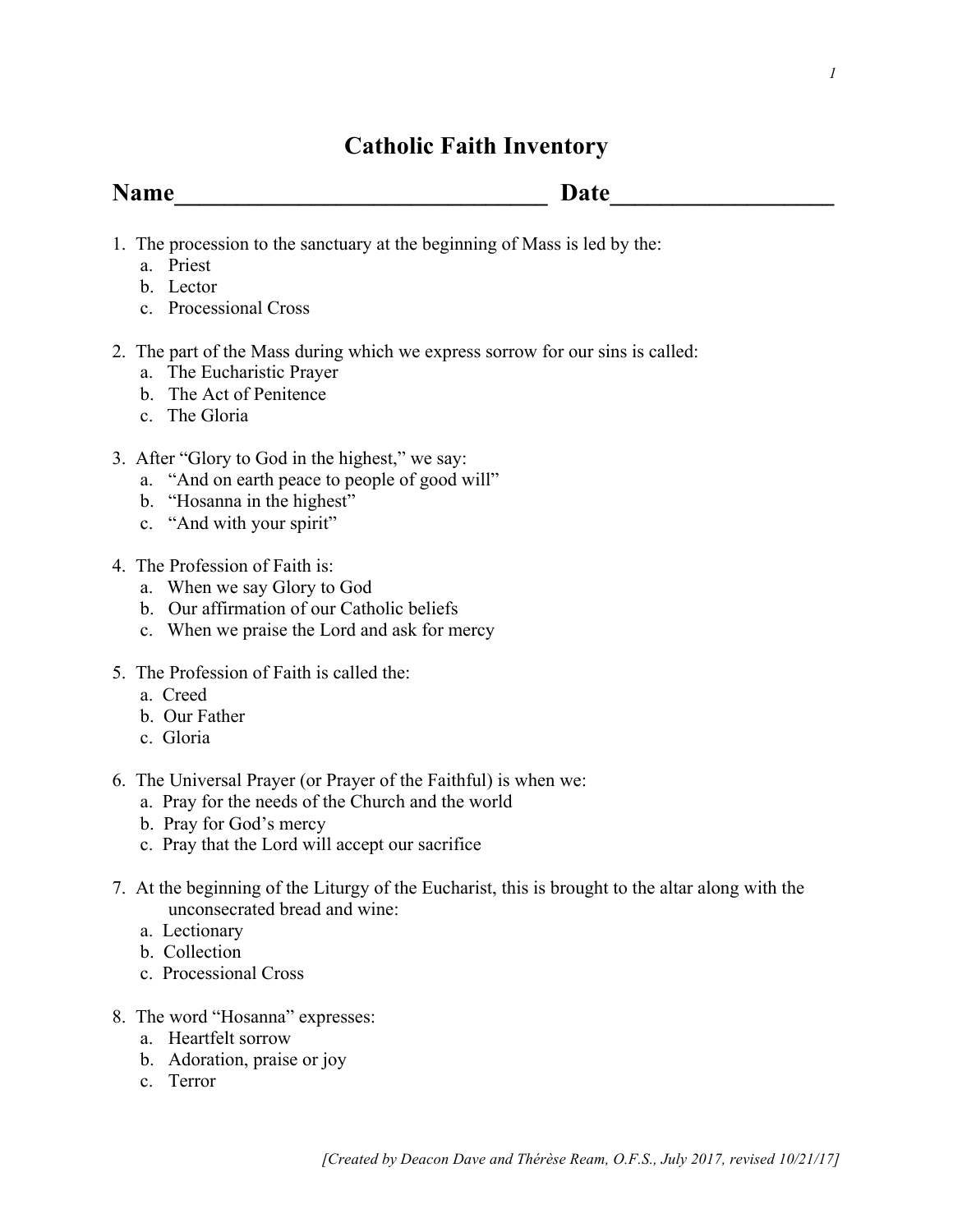# Catholic Faith Inventory

**Name______________________________ Date_________________**

1. The procession to the sanctuary at the beginning of Mass is led by the:
   a. Priest
   b. Lector
   c. Processional Cross

2. The part of the Mass during which we express sorrow for our sins is called:
   a. The Eucharistic Prayer
   b. The Act of Penitence
   c. The Gloria

3. After "Glory to God in the highest," we say:
   a. "And on earth peace to people of good will"
   b. "Hosanna in the highest"
   c. "And with your spirit"

4. The Profession of Faith is:
   a. When we say Glory to God
   b. Our affirmation of our Catholic beliefs
   c. When we praise the Lord and ask for mercy

5. The Profession of Faith is called the:
   a. Creed
   b. Our Father
   c. Gloria

6. The Universal Prayer (or Prayer of the Faithful) is when we:
   a. Pray for the needs of the Church and the world
   b. Pray for God's mercy
   c. Pray that the Lord will accept our sacrifice

7. At the beginning of the Liturgy of the Eucharist, this is brought to the altar along with the unconsecrated bread and wine:
   a. Lectionary
   b. Collection
   c. Processional Cross

8. The word "Hosanna" expresses:
   a. Heartfelt sorrow
   b. Adoration, praise or joy
   c. Terror

*[Created by Deacon Dave and Thérèse Ream, O.F.S., July 2017, revised 10/21/17]*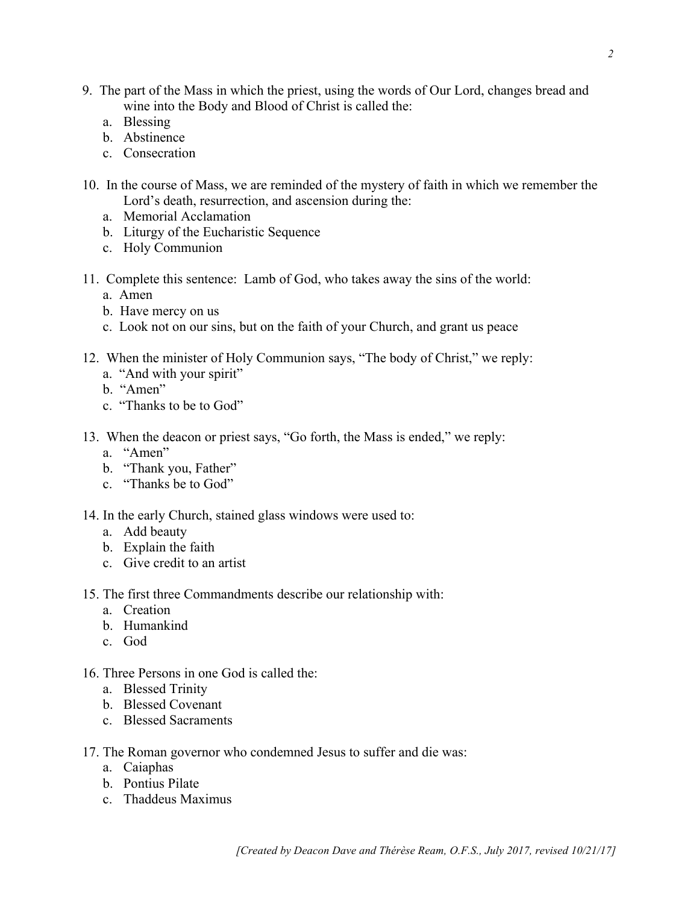9. The part of the Mass in which the priest, using the words of Our Lord, changes bread and wine into the Body and Blood of Christ is called the:
   a. Blessing
   b. Abstinence
   c. Consecration

10. In the course of Mass, we are reminded of the mystery of faith in which we remember the Lord's death, resurrection, and ascension during the:
    a. Memorial Acclamation
    b. Liturgy of the Eucharistic Sequence
    c. Holy Communion

11. Complete this sentence: Lamb of God, who takes away the sins of the world:
    a. Amen
    b. Have mercy on us
    c. Look not on our sins, but on the faith of your Church, and grant us peace

12. When the minister of Holy Communion says, "The body of Christ," we reply:
    a. "And with your spirit"
    b. "Amen"
    c. "Thanks to be to God"

13. When the deacon or priest says, "Go forth, the Mass is ended," we reply:
    a. "Amen"
    b. "Thank you, Father"
    c. "Thanks be to God"

14. In the early Church, stained glass windows were used to:
    a. Add beauty
    b. Explain the faith
    c. Give credit to an artist

15. The first three Commandments describe our relationship with:
    a. Creation
    b. Humankind
    c. God

16. Three Persons in one God is called the:
    a. Blessed Trinity
    b. Blessed Covenant
    c. Blessed Sacraments

17. The Roman governor who condemned Jesus to suffer and die was:
    a. Caiaphas
    b. Pontius Pilate
    c. Thaddeus Maximus

*[Created by Deacon Dave and Thérèse Ream, O.F.S., July 2017, revised 10/21/17]*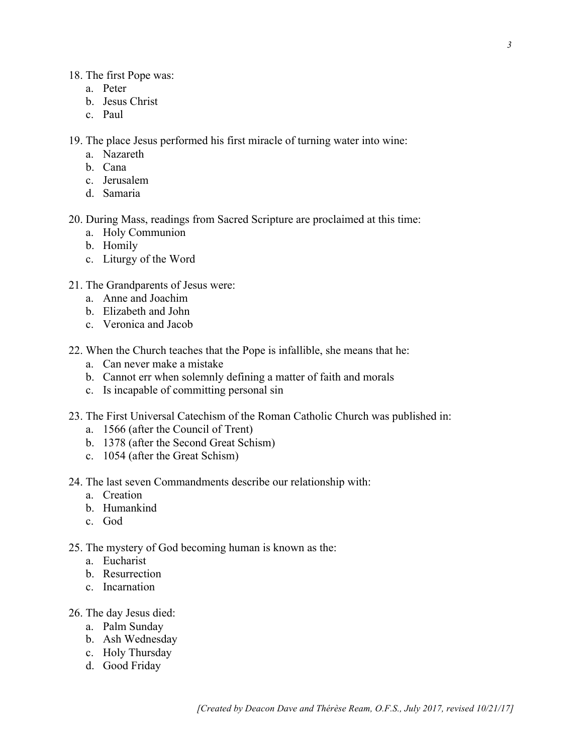18. The first Pope was:
    a. Peter
    b. Jesus Christ
    c. Paul

19. The place Jesus performed his first miracle of turning water into wine:
    a. Nazareth
    b. Cana
    c. Jerusalem
    d. Samaria

20. During Mass, readings from Sacred Scripture are proclaimed at this time:
    a. Holy Communion
    b. Homily
    c. Liturgy of the Word

21. The Grandparents of Jesus were:
    a. Anne and Joachim
    b. Elizabeth and John
    c. Veronica and Jacob

22. When the Church teaches that the Pope is infallible, she means that he:
    a. Can never make a mistake
    b. Cannot err when solemnly defining a matter of faith and morals
    c. Is incapable of committing personal sin

23. The First Universal Catechism of the Roman Catholic Church was published in:
    a. 1566 (after the Council of Trent)
    b. 1378 (after the Second Great Schism)
    c. 1054 (after the Great Schism)

24. The last seven Commandments describe our relationship with:
    a. Creation
    b. Humankind
    c. God

25. The mystery of God becoming human is known as the:
    a. Eucharist
    b. Resurrection
    c. Incarnation

26. The day Jesus died:
    a. Palm Sunday
    b. Ash Wednesday
    c. Holy Thursday
    d. Good Friday

*[Created by Deacon Dave and Thérèse Ream, O.F.S., July 2017, revised 10/21/17]*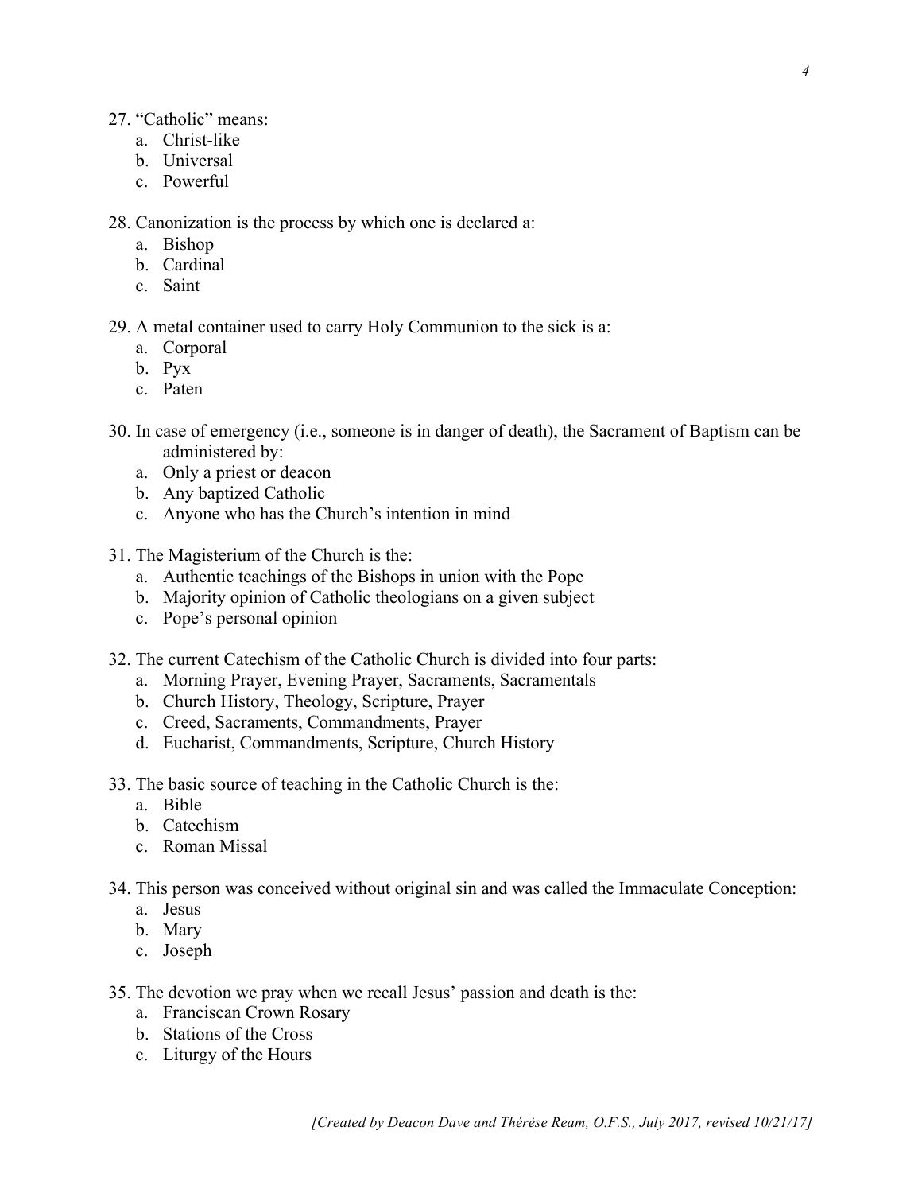27. "Catholic" means:
    a. Christ-like
    b. Universal
    c. Powerful

28. Canonization is the process by which one is declared a:
    a. Bishop
    b. Cardinal
    c. Saint

29. A metal container used to carry Holy Communion to the sick is a:
    a. Corporal
    b. Pyx
    c. Paten

30. In case of emergency (i.e., someone is in danger of death), the Sacrament of Baptism can be administered by:
    a. Only a priest or deacon
    b. Any baptized Catholic
    c. Anyone who has the Church's intention in mind

31. The Magisterium of the Church is the:
    a. Authentic teachings of the Bishops in union with the Pope
    b. Majority opinion of Catholic theologians on a given subject
    c. Pope's personal opinion

32. The current Catechism of the Catholic Church is divided into four parts:
    a. Morning Prayer, Evening Prayer, Sacraments, Sacramentals
    b. Church History, Theology, Scripture, Prayer
    c. Creed, Sacraments, Commandments, Prayer
    d. Eucharist, Commandments, Scripture, Church History

33. The basic source of teaching in the Catholic Church is the:
    a. Bible
    b. Catechism
    c. Roman Missal

34. This person was conceived without original sin and was called the Immaculate Conception:
    a. Jesus
    b. Mary
    c. Joseph

35. The devotion we pray when we recall Jesus' passion and death is the:
    a. Franciscan Crown Rosary
    b. Stations of the Cross
    c. Liturgy of the Hours

*[Created by Deacon Dave and Thérèse Ream, O.F.S., July 2017, revised 10/21/17]*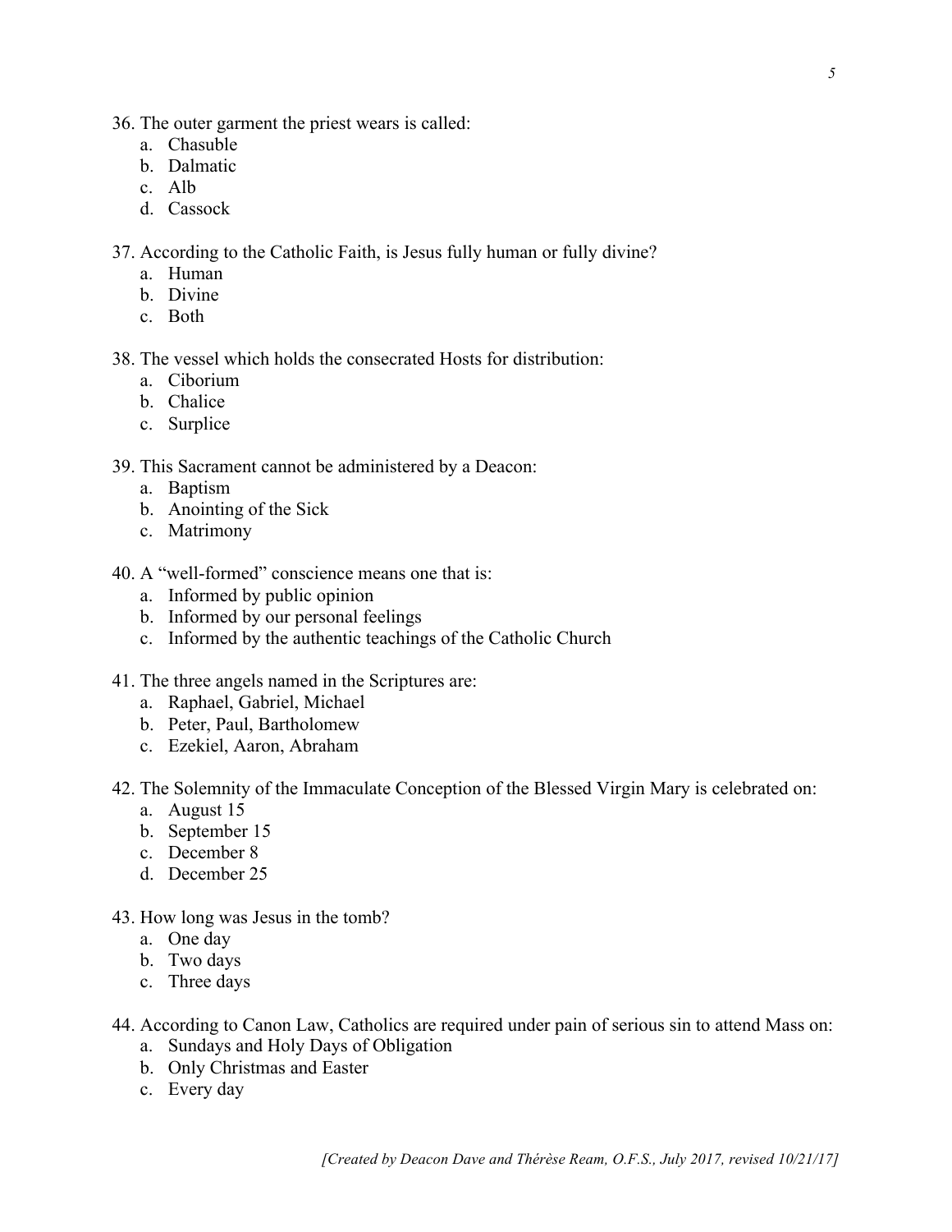36. The outer garment the priest wears is called:
    a. Chasuble
    b. Dalmatic
    c. Alb
    d. Cassock

37. According to the Catholic Faith, is Jesus fully human or fully divine?
    a. Human
    b. Divine
    c. Both

38. The vessel which holds the consecrated Hosts for distribution:
    a. Ciborium
    b. Chalice
    c. Surplice

39. This Sacrament cannot be administered by a Deacon:
    a. Baptism
    b. Anointing of the Sick
    c. Matrimony

40. A "well-formed" conscience means one that is:
    a. Informed by public opinion
    b. Informed by our personal feelings
    c. Informed by the authentic teachings of the Catholic Church

41. The three angels named in the Scriptures are:
    a. Raphael, Gabriel, Michael
    b. Peter, Paul, Bartholomew
    c. Ezekiel, Aaron, Abraham

42. The Solemnity of the Immaculate Conception of the Blessed Virgin Mary is celebrated on:
    a. August 15
    b. September 15
    c. December 8
    d. December 25

43. How long was Jesus in the tomb?
    a. One day
    b. Two days
    c. Three days

44. According to Canon Law, Catholics are required under pain of serious sin to attend Mass on:
    a. Sundays and Holy Days of Obligation
    b. Only Christmas and Easter
    c. Every day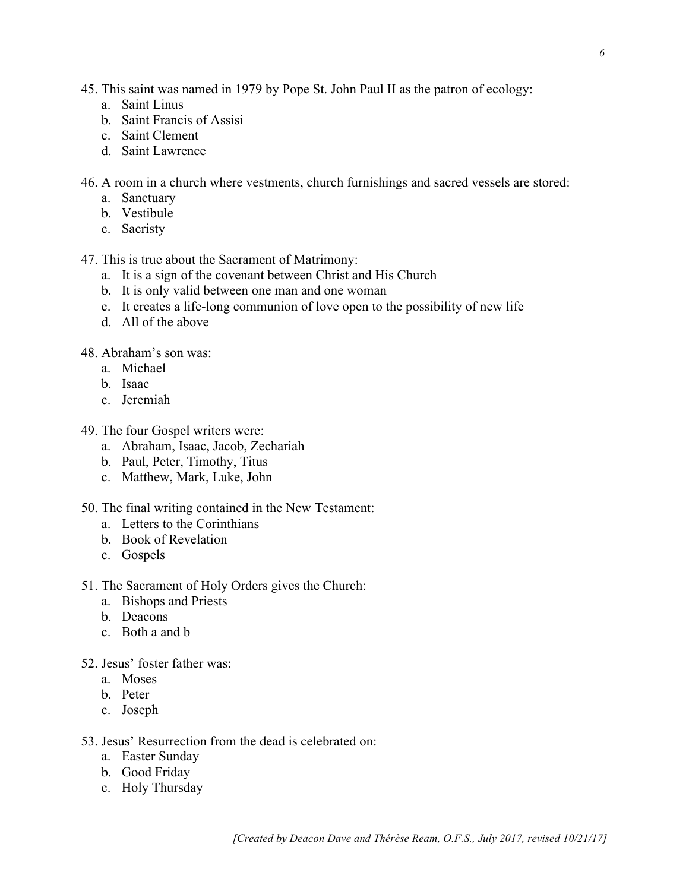45. This saint was named in 1979 by Pope St. John Paul II as the patron of ecology:
    a. Saint Linus
    b. Saint Francis of Assisi
    c. Saint Clement
    d. Saint Lawrence

46. A room in a church where vestments, church furnishings and sacred vessels are stored:
    a. Sanctuary
    b. Vestibule
    c. Sacristy

47. This is true about the Sacrament of Matrimony:
    a. It is a sign of the covenant between Christ and His Church
    b. It is only valid between one man and one woman
    c. It creates a life-long communion of love open to the possibility of new life
    d. All of the above

48. Abraham's son was:
    a. Michael
    b. Isaac
    c. Jeremiah

49. The four Gospel writers were:
    a. Abraham, Isaac, Jacob, Zechariah
    b. Paul, Peter, Timothy, Titus
    c. Matthew, Mark, Luke, John

50. The final writing contained in the New Testament:
    a. Letters to the Corinthians
    b. Book of Revelation
    c. Gospels

51. The Sacrament of Holy Orders gives the Church:
    a. Bishops and Priests
    b. Deacons
    c. Both a and b

52. Jesus' foster father was:
    a. Moses
    b. Peter
    c. Joseph

53. Jesus' Resurrection from the dead is celebrated on:
    a. Easter Sunday
    b. Good Friday
    c. Holy Thursday

*[Created by Deacon Dave and Thérèse Ream, O.F.S., July 2017, revised 10/21/17]*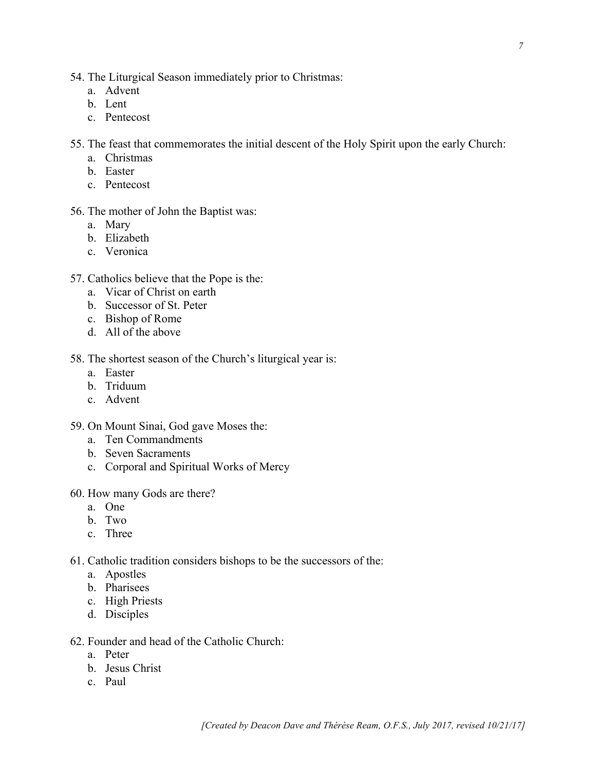54. The Liturgical Season immediately prior to Christmas:
    a. Advent
    b. Lent
    c. Pentecost

55. The feast that commemorates the initial descent of the Holy Spirit upon the early Church:
    a. Christmas
    b. Easter
    c. Pentecost

56. The mother of John the Baptist was:
    a. Mary
    b. Elizabeth
    c. Veronica

57. Catholics believe that the Pope is the:
    a. Vicar of Christ on earth
    b. Successor of St. Peter
    c. Bishop of Rome
    d. All of the above

58. The shortest season of the Church's liturgical year is:
    a. Easter
    b. Triduum
    c. Advent

59. On Mount Sinai, God gave Moses the:
    a. Ten Commandments
    b. Seven Sacraments
    c. Corporal and Spiritual Works of Mercy

60. How many Gods are there?
    a. One
    b. Two
    c. Three

61. Catholic tradition considers bishops to be the successors of the:
    a. Apostles
    b. Pharisees
    c. High Priests
    d. Disciples

62. Founder and head of the Catholic Church:
    a. Peter
    b. Jesus Christ
    c. Paul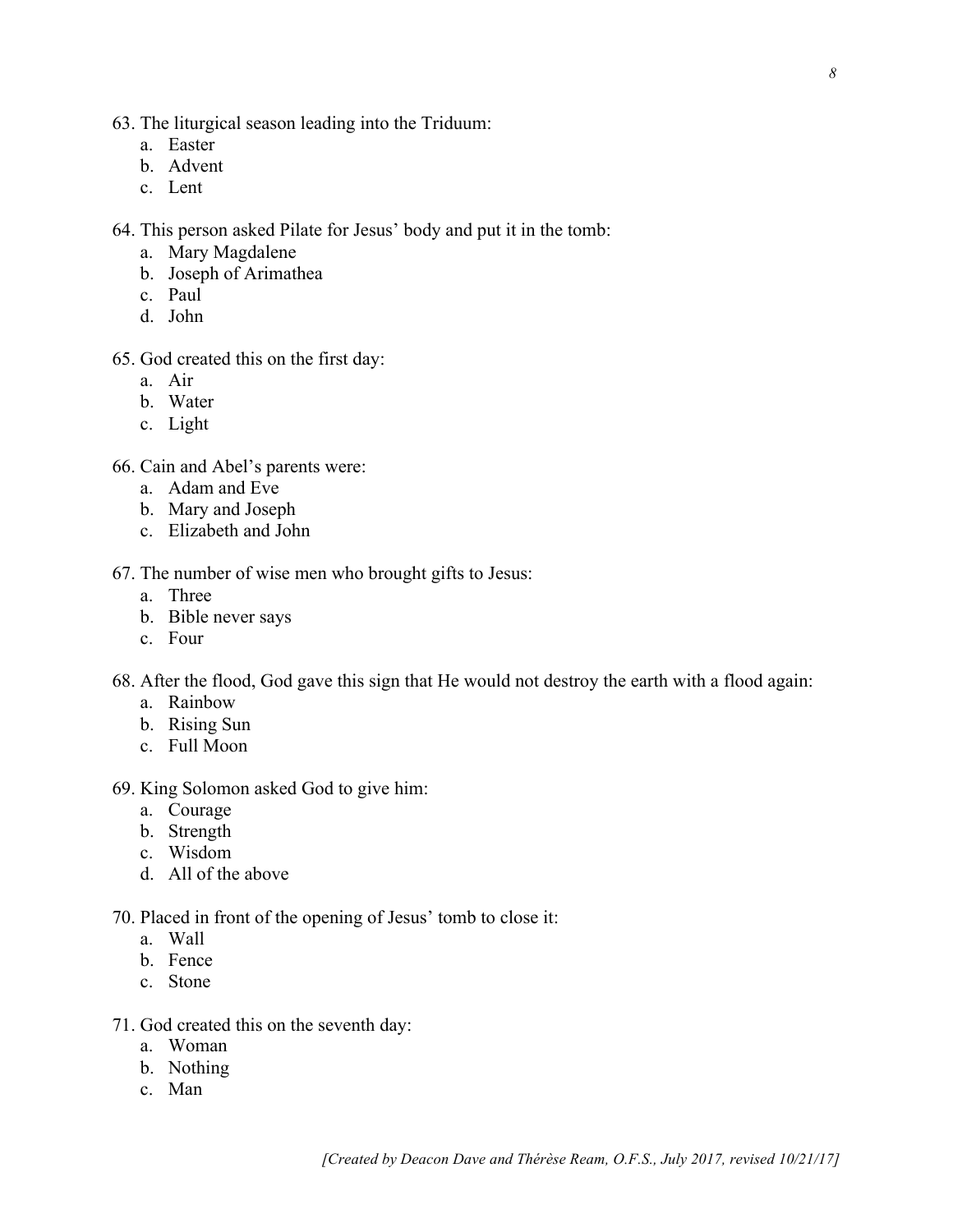63. The liturgical season leading into the Triduum:
    a. Easter
    b. Advent
    c. Lent

64. This person asked Pilate for Jesus' body and put it in the tomb:
    a. Mary Magdalene
    b. Joseph of Arimathea
    c. Paul
    d. John

65. God created this on the first day:
    a. Air
    b. Water
    c. Light

66. Cain and Abel's parents were:
    a. Adam and Eve
    b. Mary and Joseph
    c. Elizabeth and John

67. The number of wise men who brought gifts to Jesus:
    a. Three
    b. Bible never says
    c. Four

68. After the flood, God gave this sign that He would not destroy the earth with a flood again:
    a. Rainbow
    b. Rising Sun
    c. Full Moon

69. King Solomon asked God to give him:
    a. Courage
    b. Strength
    c. Wisdom
    d. All of the above

70. Placed in front of the opening of Jesus' tomb to close it:
    a. Wall
    b. Fence
    c. Stone

71. God created this on the seventh day:
    a. Woman
    b. Nothing
    c. Man

*[Created by Deacon Dave and Thérèse Ream, O.F.S., July 2017, revised 10/21/17]*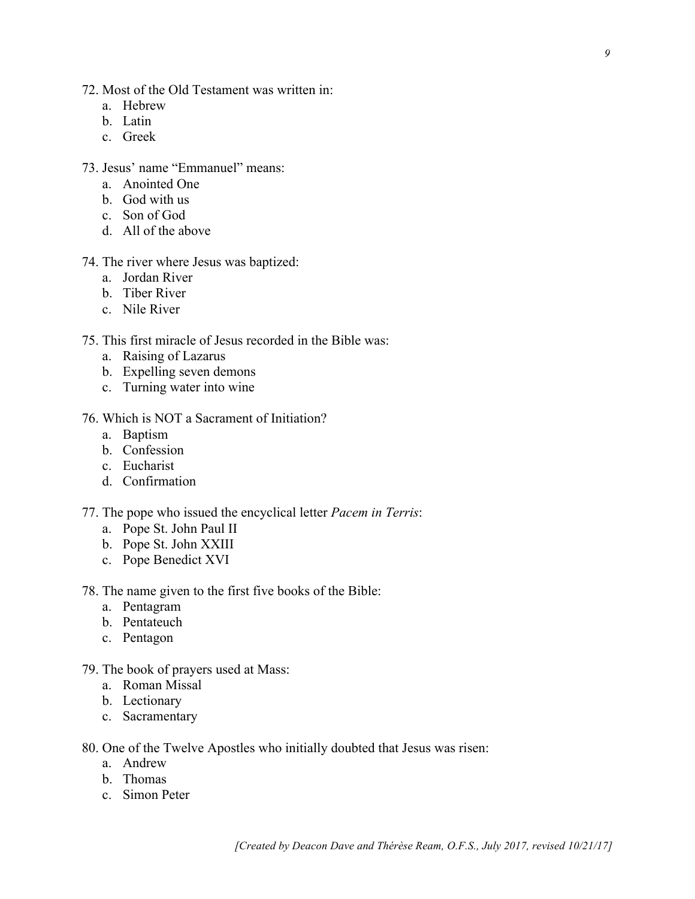72. Most of the Old Testament was written in:
    a. Hebrew
    b. Latin
    c. Greek

73. Jesus' name "Emmanuel" means:
    a. Anointed One
    b. God with us
    c. Son of God
    d. All of the above

74. The river where Jesus was baptized:
    a. Jordan River
    b. Tiber River
    c. Nile River

75. This first miracle of Jesus recorded in the Bible was:
    a. Raising of Lazarus
    b. Expelling seven demons
    c. Turning water into wine

76. Which is NOT a Sacrament of Initiation?
    a. Baptism
    b. Confession
    c. Eucharist
    d. Confirmation

77. The pope who issued the encyclical letter *Pacem in Terris*:
    a. Pope St. John Paul II
    b. Pope St. John XXIII
    c. Pope Benedict XVI

78. The name given to the first five books of the Bible:
    a. Pentagram
    b. Pentateuch
    c. Pentagon

79. The book of prayers used at Mass:
    a. Roman Missal
    b. Lectionary
    c. Sacramentary

80. One of the Twelve Apostles who initially doubted that Jesus was risen:
    a. Andrew
    b. Thomas
    c. Simon Peter

*[Created by Deacon Dave and Thérèse Ream, O.F.S., July 2017, revised 10/21/17]*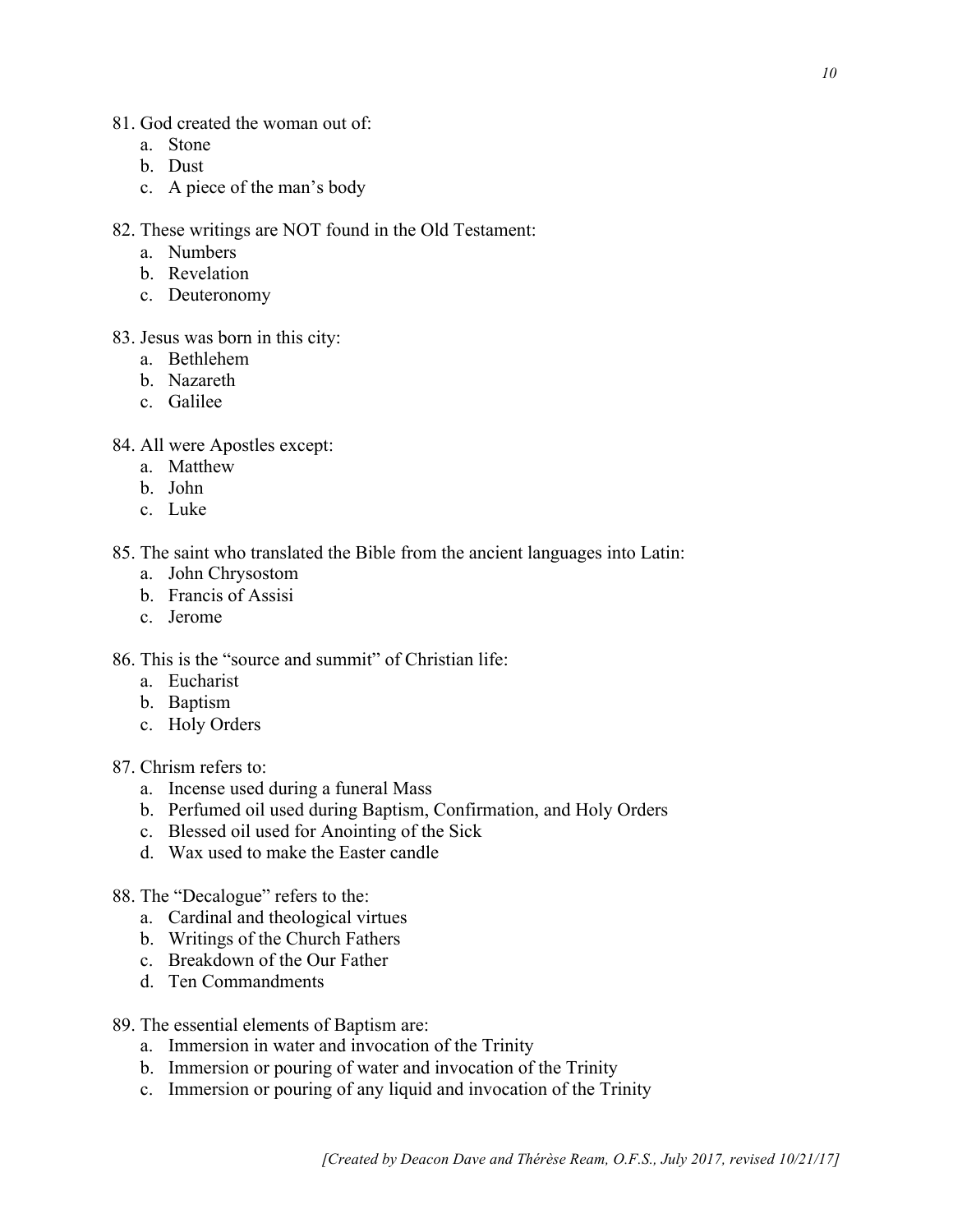81. God created the woman out of:
    a. Stone
    b. Dust
    c. A piece of the man's body

82. These writings are NOT found in the Old Testament:
    a. Numbers
    b. Revelation
    c. Deuteronomy

83. Jesus was born in this city:
    a. Bethlehem
    b. Nazareth
    c. Galilee

84. All were Apostles except:
    a. Matthew
    b. John
    c. Luke

85. The saint who translated the Bible from the ancient languages into Latin:
    a. John Chrysostom
    b. Francis of Assisi
    c. Jerome

86. This is the "source and summit" of Christian life:
    a. Eucharist
    b. Baptism
    c. Holy Orders

87. Chrism refers to:
    a. Incense used during a funeral Mass
    b. Perfumed oil used during Baptism, Confirmation, and Holy Orders
    c. Blessed oil used for Anointing of the Sick
    d. Wax used to make the Easter candle

88. The "Decalogue" refers to the:
    a. Cardinal and theological virtues
    b. Writings of the Church Fathers
    c. Breakdown of the Our Father
    d. Ten Commandments

89. The essential elements of Baptism are:
    a. Immersion in water and invocation of the Trinity
    b. Immersion or pouring of water and invocation of the Trinity
    c. Immersion or pouring of any liquid and invocation of the Trinity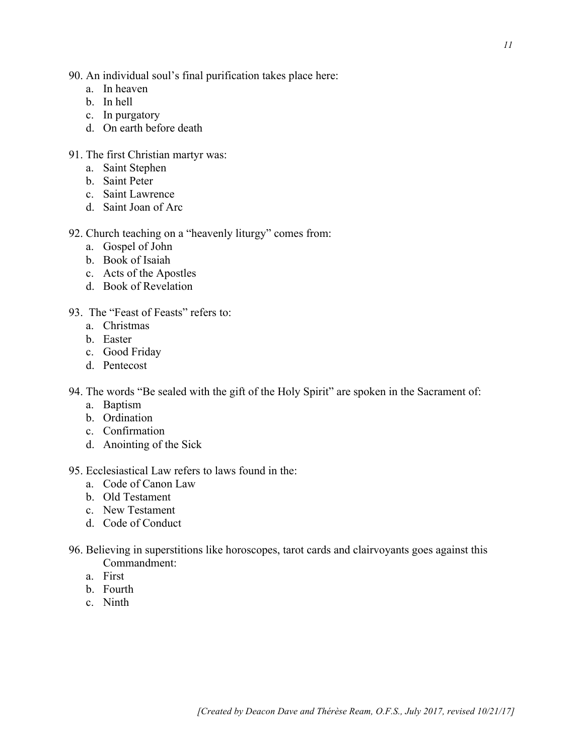90. An individual soul's final purification takes place here:
    a. In heaven
    b. In hell
    c. In purgatory
    d. On earth before death

91. The first Christian martyr was:
    a. Saint Stephen
    b. Saint Peter
    c. Saint Lawrence
    d. Saint Joan of Arc

92. Church teaching on a "heavenly liturgy" comes from:
    a. Gospel of John
    b. Book of Isaiah
    c. Acts of the Apostles
    d. Book of Revelation

93. The "Feast of Feasts" refers to:
    a. Christmas
    b. Easter
    c. Good Friday
    d. Pentecost

94. The words "Be sealed with the gift of the Holy Spirit" are spoken in the Sacrament of:
    a. Baptism
    b. Ordination
    c. Confirmation
    d. Anointing of the Sick

95. Ecclesiastical Law refers to laws found in the:
    a. Code of Canon Law
    b. Old Testament
    c. New Testament
    d. Code of Conduct

96. Believing in superstitions like horoscopes, tarot cards and clairvoyants goes against this Commandment:
    a. First
    b. Fourth
    c. Ninth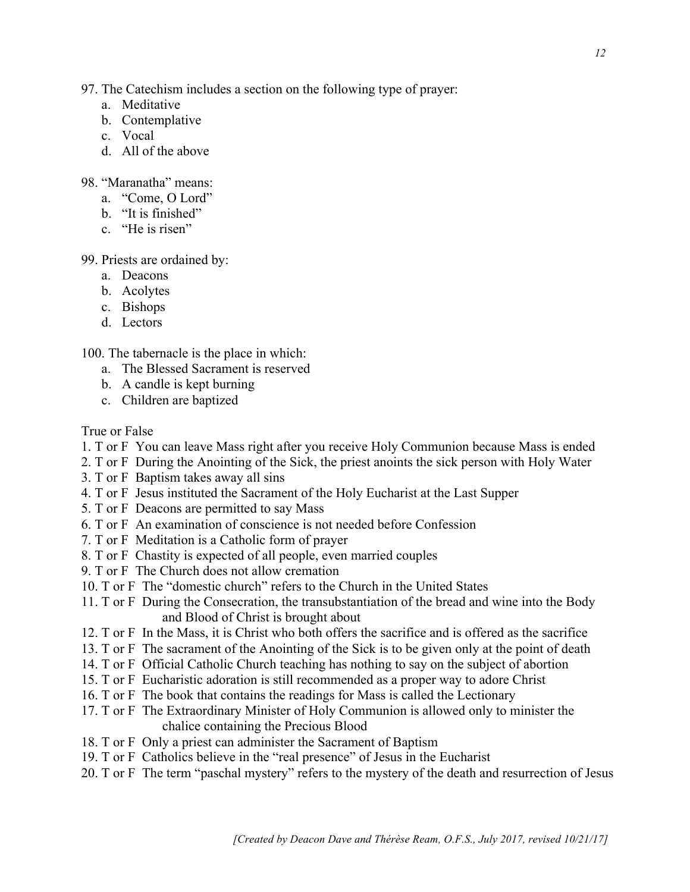97. The Catechism includes a section on the following type of prayer:
    a. Meditative
    b. Contemplative
    c. Vocal
    d. All of the above

98. "Maranatha" means:
    a. "Come, O Lord"
    b. "It is finished"
    c. "He is risen"

99. Priests are ordained by:
    a. Deacons
    b. Acolytes
    c. Bishops
    d. Lectors

100. The tabernacle is the place in which:
    a. The Blessed Sacrament is reserved
    b. A candle is kept burning
    c. Children are baptized

True or False

1. T or F You can leave Mass right after you receive Holy Communion because Mass is ended
2. T or F During the Anointing of the Sick, the priest anoints the sick person with Holy Water
3. T or F Baptism takes away all sins
4. T or F Jesus instituted the Sacrament of the Holy Eucharist at the Last Supper
5. T or F Deacons are permitted to say Mass
6. T or F An examination of conscience is not needed before Confession
7. T or F Meditation is a Catholic form of prayer
8. T or F Chastity is expected of all people, even married couples
9. T or F The Church does not allow cremation
10. T or F The "domestic church" refers to the Church in the United States
11. T or F During the Consecration, the transubstantiation of the bread and wine into the Body and Blood of Christ is brought about
12. T or F In the Mass, it is Christ who both offers the sacrifice and is offered as the sacrifice
13. T or F The sacrament of the Anointing of the Sick is to be given only at the point of death
14. T or F Official Catholic Church teaching has nothing to say on the subject of abortion
15. T or F Eucharistic adoration is still recommended as a proper way to adore Christ
16. T or F The book that contains the readings for Mass is called the Lectionary
17. T or F The Extraordinary Minister of Holy Communion is allowed only to minister the chalice containing the Precious Blood
18. T or F Only a priest can administer the Sacrament of Baptism
19. T or F Catholics believe in the "real presence" of Jesus in the Eucharist
20. T or F The term "paschal mystery" refers to the mystery of the death and resurrection of Jesus

*[Created by Deacon Dave and Thérèse Ream, O.F.S., July 2017, revised 10/21/17]*